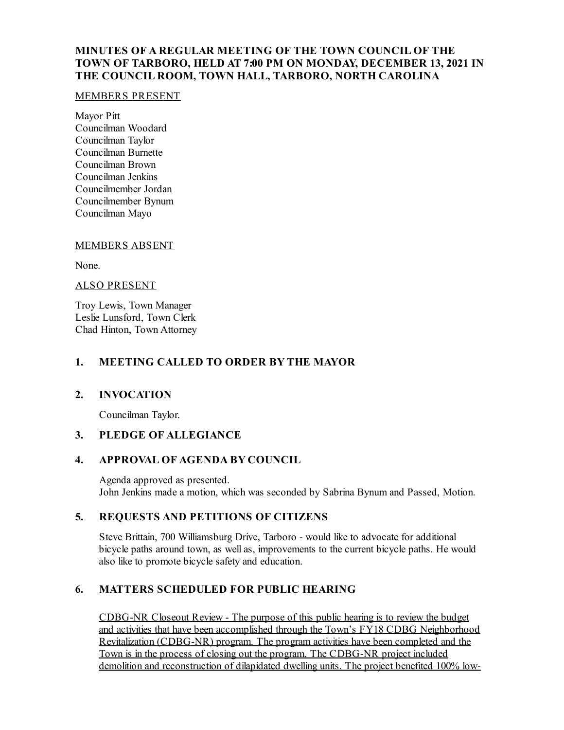**MINUTES OF A REGULAR MEETING OF THE TOWN COUNCIL OF THE TOWN OF TARBORO, HELD AT 7:00 PM ON MONDAY, DECEMBER 13, 2021 IN THE COUNCIL ROOM, TOWN HALL, TARBORO, NORTH CAROLINA**

MEMBERS PRESENT

Mayor Pitt
Councilman Woodard
Councilman Taylor
Councilman Burnette
Councilman Brown
Councilman Jenkins
Councilmember Jordan
Councilmember Bynum
Councilman Mayo

MEMBERS ABSENT

None.

ALSO PRESENT

Troy Lewis, Town Manager
Leslie Lunsford, Town Clerk
Chad Hinton, Town Attorney

## 1. MEETING CALLED TO ORDER BY THE MAYOR

## 2. INVOCATION

Councilman Taylor.

## 3. PLEDGE OF ALLEGIANCE

## 4. APPROVAL OF AGENDA BY COUNCIL

Agenda approved as presented.
John Jenkins made a motion, which was seconded by Sabrina Bynum and Passed, Motion.

## 5. REQUESTS AND PETITIONS OF CITIZENS

Steve Brittain, 700 Williamsburg Drive, Tarboro - would like to advocate for additional bicycle paths around town, as well as, improvements to the current bicycle paths. He would also like to promote bicycle safety and education.

## 6. MATTERS SCHEDULED FOR PUBLIC HEARING

CDBG-NR Closeout Review - The purpose of this public hearing is to review the budget and activities that have been accomplished through the Town's FY18 CDBG Neighborhood Revitalization (CDBG-NR) program. The program activities have been completed and the Town is in the process of closing out the program. The CDBG-NR project included demolition and reconstruction of dilapidated dwelling units. The project benefited 100% low-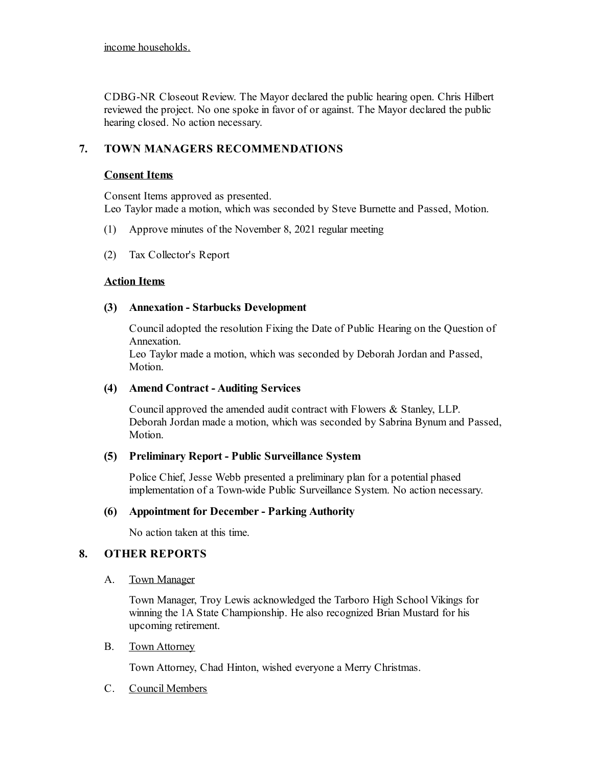income households.

CDBG-NR Closeout Review. The Mayor declared the public hearing open. Chris Hilbert reviewed the project. No one spoke in favor of or against. The Mayor declared the public hearing closed. No action necessary.

## 7. TOWN MANAGERS RECOMMENDATIONS

**Consent Items**

Consent Items approved as presented.
Leo Taylor made a motion, which was seconded by Steve Burnette and Passed, Motion.

(1) Approve minutes of the November 8, 2021 regular meeting

(2) Tax Collector's Report

**Action Items**

**(3) Annexation - Starbucks Development**

Council adopted the resolution Fixing the Date of Public Hearing on the Question of Annexation.
Leo Taylor made a motion, which was seconded by Deborah Jordan and Passed, Motion.

**(4) Amend Contract - Auditing Services**

Council approved the amended audit contract with Flowers & Stanley, LLP.
Deborah Jordan made a motion, which was seconded by Sabrina Bynum and Passed, Motion.

**(5) Preliminary Report - Public Surveillance System**

Police Chief, Jesse Webb presented a preliminary plan for a potential phased implementation of a Town-wide Public Surveillance System. No action necessary.

**(6) Appointment for December - Parking Authority**

No action taken at this time.

## 8. OTHER REPORTS

A. Town Manager

Town Manager, Troy Lewis acknowledged the Tarboro High School Vikings for winning the 1A State Championship. He also recognized Brian Mustard for his upcoming retirement.

B. Town Attorney

Town Attorney, Chad Hinton, wished everyone a Merry Christmas.

C. Council Members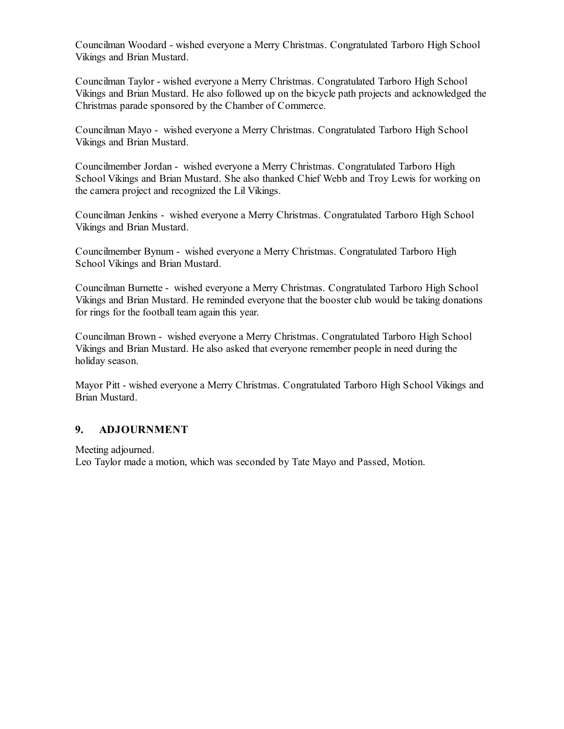Councilman Woodard - wished everyone a Merry Christmas. Congratulated Tarboro High School Vikings and Brian Mustard.

Councilman Taylor - wished everyone a Merry Christmas. Congratulated Tarboro High School Vikings and Brian Mustard. He also followed up on the bicycle path projects and acknowledged the Christmas parade sponsored by the Chamber of Commerce.

Councilman Mayo - wished everyone a Merry Christmas. Congratulated Tarboro High School Vikings and Brian Mustard.

Councilmember Jordan - wished everyone a Merry Christmas. Congratulated Tarboro High School Vikings and Brian Mustard. She also thanked Chief Webb and Troy Lewis for working on the camera project and recognized the Lil Vikings.

Councilman Jenkins - wished everyone a Merry Christmas. Congratulated Tarboro High School Vikings and Brian Mustard.

Councilmember Bynum - wished everyone a Merry Christmas. Congratulated Tarboro High School Vikings and Brian Mustard.

Councilman Burnette - wished everyone a Merry Christmas. Congratulated Tarboro High School Vikings and Brian Mustard. He reminded everyone that the booster club would be taking donations for rings for the football team again this year.

Councilman Brown - wished everyone a Merry Christmas. Congratulated Tarboro High School Vikings and Brian Mustard. He also asked that everyone remember people in need during the holiday season.

Mayor Pitt - wished everyone a Merry Christmas. Congratulated Tarboro High School Vikings and Brian Mustard.

## 9. ADJOURNMENT

Meeting adjourned.
Leo Taylor made a motion, which was seconded by Tate Mayo and Passed, Motion.